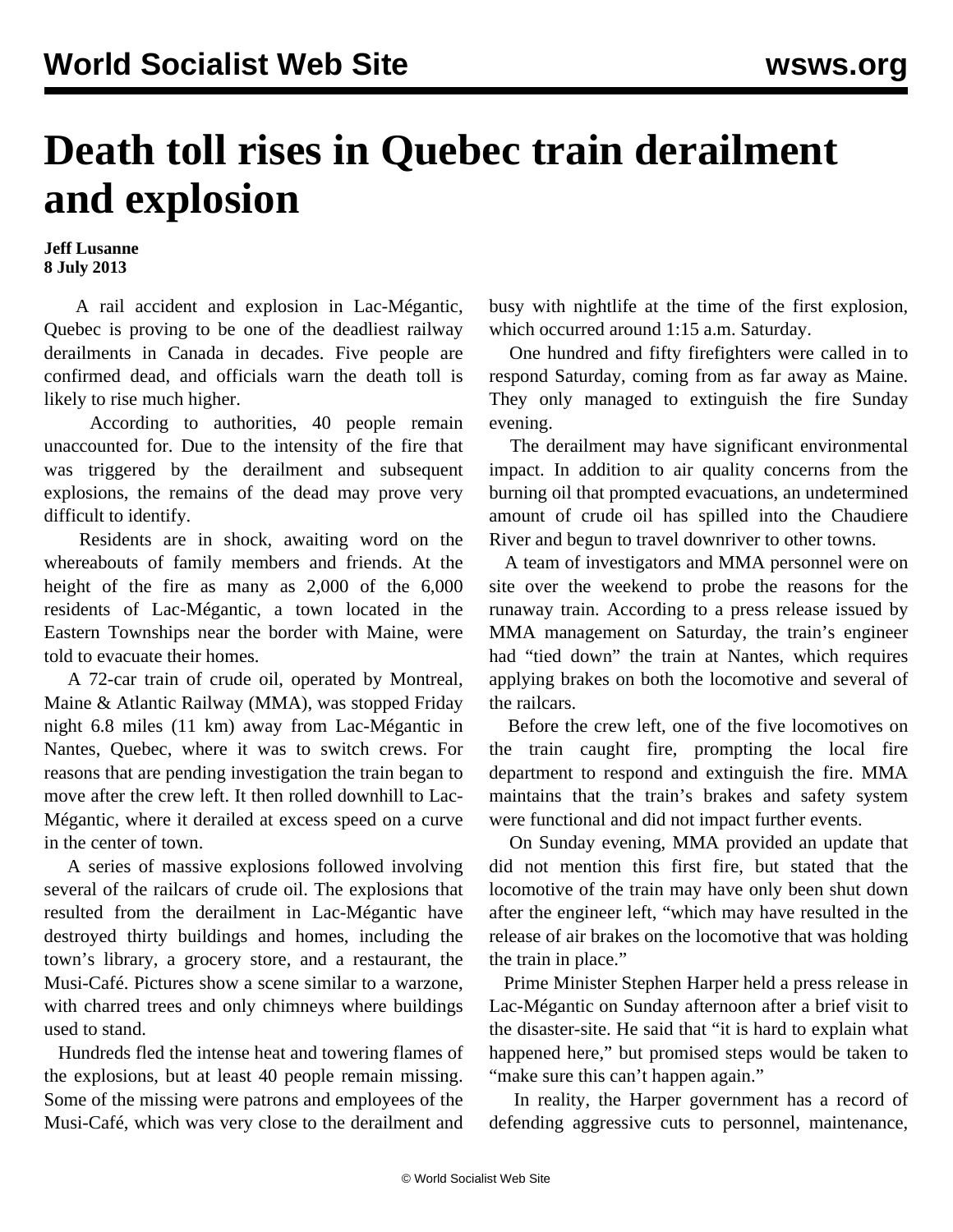# Death toll rises in Quebec train derailment and explosion

**Jeff Lusanne**
**8 July 2013**

A rail accident and explosion in Lac-Mégantic, Quebec is proving to be one of the deadliest railway derailments in Canada in decades. Five people are confirmed dead, and officials warn the death toll is likely to rise much higher.

According to authorities, 40 people remain unaccounted for. Due to the intensity of the fire that was triggered by the derailment and subsequent explosions, the remains of the dead may prove very difficult to identify.

Residents are in shock, awaiting word on the whereabouts of family members and friends. At the height of the fire as many as 2,000 of the 6,000 residents of Lac-Mégantic, a town located in the Eastern Townships near the border with Maine, were told to evacuate their homes.

A 72-car train of crude oil, operated by Montreal, Maine & Atlantic Railway (MMA), was stopped Friday night 6.8 miles (11 km) away from Lac-Mégantic in Nantes, Quebec, where it was to switch crews. For reasons that are pending investigation the train began to move after the crew left. It then rolled downhill to Lac-Mégantic, where it derailed at excess speed on a curve in the center of town.

A series of massive explosions followed involving several of the railcars of crude oil. The explosions that resulted from the derailment in Lac-Mégantic have destroyed thirty buildings and homes, including the town's library, a grocery store, and a restaurant, the Musi-Café. Pictures show a scene similar to a warzone, with charred trees and only chimneys where buildings used to stand.

Hundreds fled the intense heat and towering flames of the explosions, but at least 40 people remain missing. Some of the missing were patrons and employees of the Musi-Café, which was very close to the derailment and busy with nightlife at the time of the first explosion, which occurred around 1:15 a.m. Saturday.

One hundred and fifty firefighters were called in to respond Saturday, coming from as far away as Maine. They only managed to extinguish the fire Sunday evening.

The derailment may have significant environmental impact. In addition to air quality concerns from the burning oil that prompted evacuations, an undetermined amount of crude oil has spilled into the Chaudiere River and begun to travel downriver to other towns.

A team of investigators and MMA personnel were on site over the weekend to probe the reasons for the runaway train. According to a press release issued by MMA management on Saturday, the train's engineer had "tied down" the train at Nantes, which requires applying brakes on both the locomotive and several of the railcars.

Before the crew left, one of the five locomotives on the train caught fire, prompting the local fire department to respond and extinguish the fire. MMA maintains that the train's brakes and safety system were functional and did not impact further events.

On Sunday evening, MMA provided an update that did not mention this first fire, but stated that the locomotive of the train may have only been shut down after the engineer left, "which may have resulted in the release of air brakes on the locomotive that was holding the train in place."

Prime Minister Stephen Harper held a press release in Lac-Mégantic on Sunday afternoon after a brief visit to the disaster-site. He said that "it is hard to explain what happened here," but promised steps would be taken to "make sure this can't happen again."

In reality, the Harper government has a record of defending aggressive cuts to personnel, maintenance,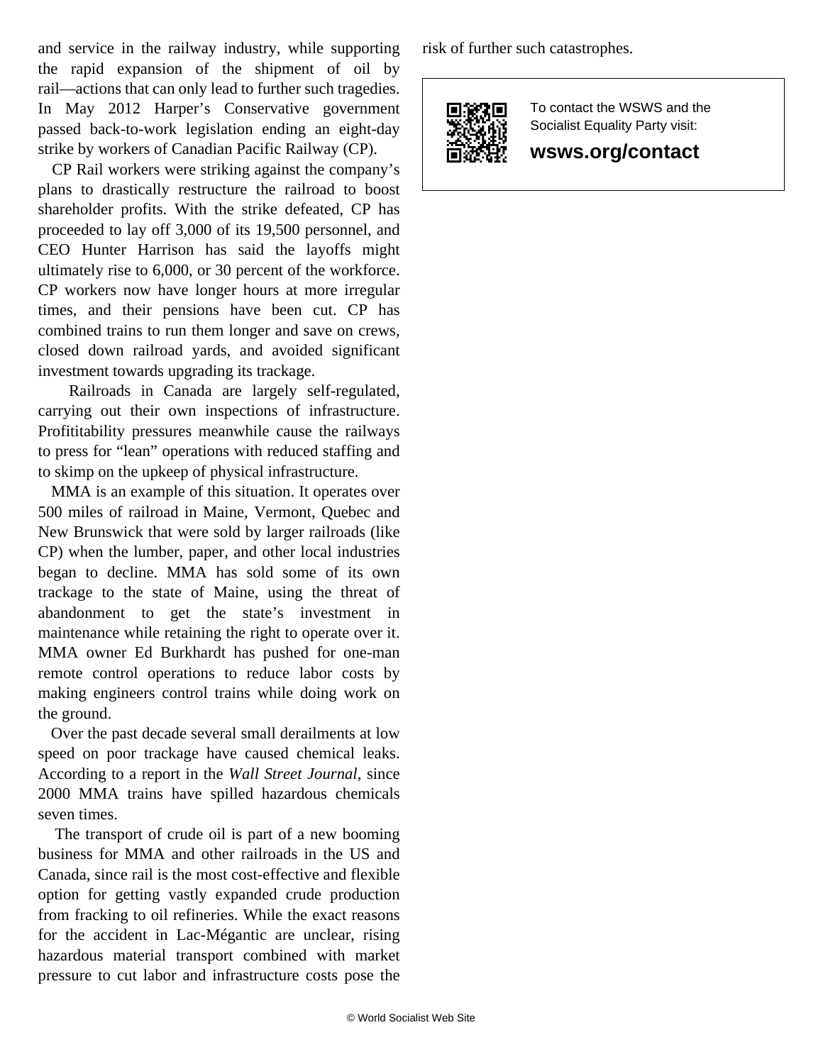and service in the railway industry, while supporting the rapid expansion of the shipment of oil by rail—actions that can only lead to further such tragedies. In May 2012 Harper's Conservative government passed back-to-work legislation ending an eight-day strike by workers of Canadian Pacific Railway (CP).

CP Rail workers were striking against the company's plans to drastically restructure the railroad to boost shareholder profits. With the strike defeated, CP has proceeded to lay off 3,000 of its 19,500 personnel, and CEO Hunter Harrison has said the layoffs might ultimately rise to 6,000, or 30 percent of the workforce. CP workers now have longer hours at more irregular times, and their pensions have been cut. CP has combined trains to run them longer and save on crews, closed down railroad yards, and avoided significant investment towards upgrading its trackage.

Railroads in Canada are largely self-regulated, carrying out their own inspections of infrastructure. Profititability pressures meanwhile cause the railways to press for "lean" operations with reduced staffing and to skimp on the upkeep of physical infrastructure.

MMA is an example of this situation. It operates over 500 miles of railroad in Maine, Vermont, Quebec and New Brunswick that were sold by larger railroads (like CP) when the lumber, paper, and other local industries began to decline. MMA has sold some of its own trackage to the state of Maine, using the threat of abandonment to get the state's investment in maintenance while retaining the right to operate over it. MMA owner Ed Burkhardt has pushed for one-man remote control operations to reduce labor costs by making engineers control trains while doing work on the ground.

Over the past decade several small derailments at low speed on poor trackage have caused chemical leaks. According to a report in the *Wall Street Journal*, since 2000 MMA trains have spilled hazardous chemicals seven times.

The transport of crude oil is part of a new booming business for MMA and other railroads in the US and Canada, since rail is the most cost-effective and flexible option for getting vastly expanded crude production from fracking to oil refineries. While the exact reasons for the accident in Lac-Mégantic are unclear, rising hazardous material transport combined with market pressure to cut labor and infrastructure costs pose the risk of further such catastrophes.

To contact the WSWS and the Socialist Equality Party visit:

**wsws.org/contact**